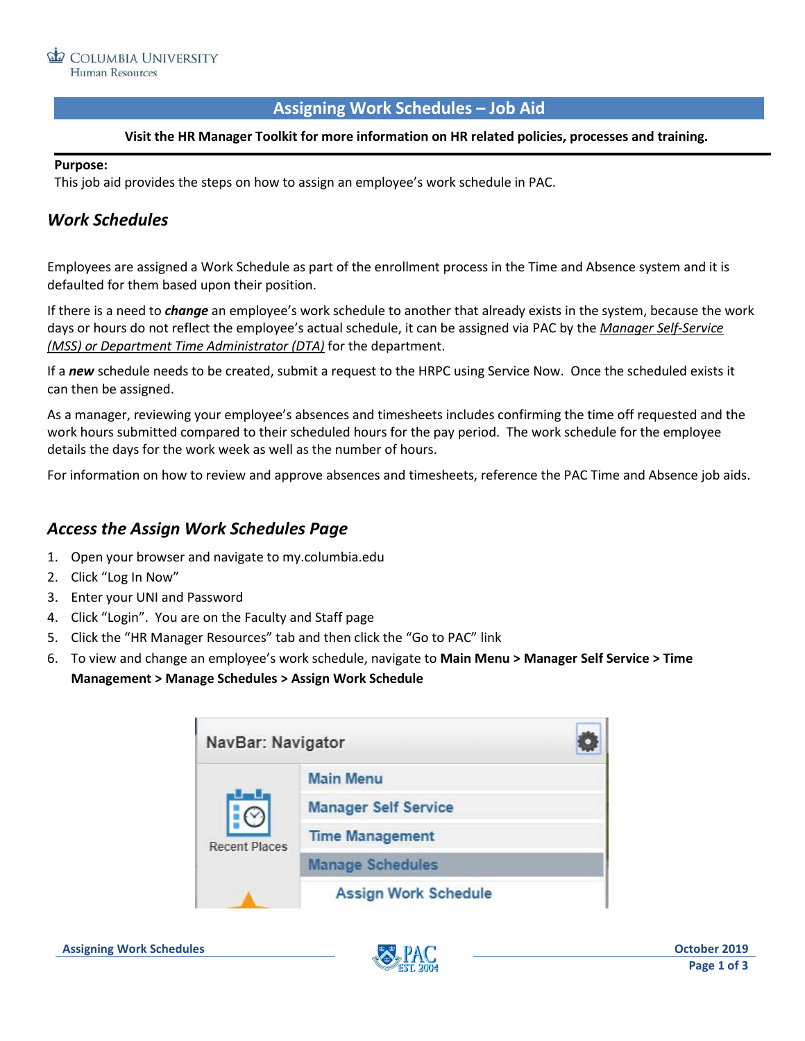# Assigning Work Schedules – Job Aid

**Visit the HR Manager Toolkit for more information on HR related policies, processes and training.**

**Purpose:**
This job aid provides the steps on how to assign an employee's work schedule in PAC.

## *Work Schedules*

Employees are assigned a Work Schedule as part of the enrollment process in the Time and Absence system and it is defaulted for them based upon their position.

If there is a need to ***change*** an employee's work schedule to another that already exists in the system, because the work days or hours do not reflect the employee's actual schedule, it can be assigned via PAC by the *Manager Self-Service (MSS) or Department Time Administrator (DTA)* for the department.

If a ***new*** schedule needs to be created, submit a request to the HRPC using Service Now. Once the scheduled exists it can then be assigned.

As a manager, reviewing your employee's absences and timesheets includes confirming the time off requested and the work hours submitted compared to their scheduled hours for the pay period. The work schedule for the employee details the days for the work week as well as the number of hours.

For information on how to review and approve absences and timesheets, reference the PAC Time and Absence job aids.

## *Access the Assign Work Schedules Page*

1. Open your browser and navigate to my.columbia.edu
2. Click "Log In Now"
3. Enter your UNI and Password
4. Click "Login". You are on the Faculty and Staff page
5. Click the "HR Manager Resources" tab and then click the "Go to PAC" link
6. To view and change an employee's work schedule, navigate to **Main Menu > Manager Self Service > Time Management > Manage Schedules > Assign Work Schedule**

NavBar: Navigator

- Main Menu
- Manager Self Service
- Time Management
- Manage Schedules
  - Assign Work Schedule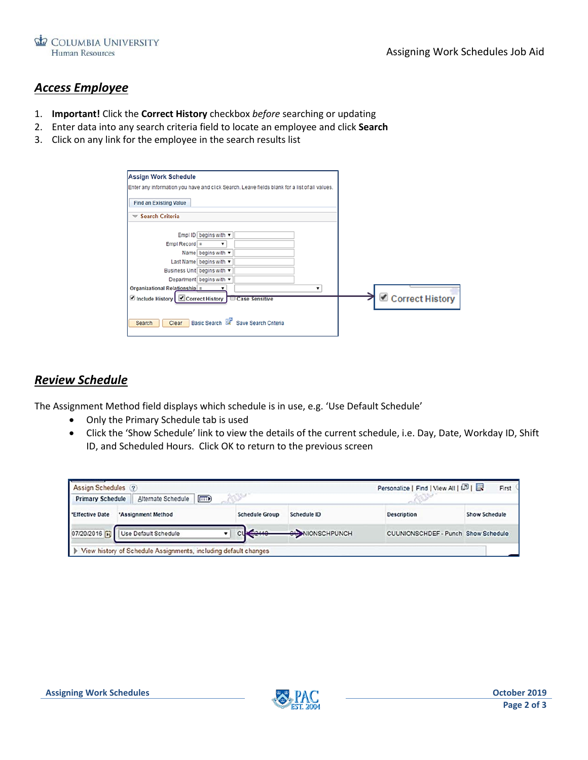## *Access Employee*

1. **Important!** Click the **Correct History** checkbox *before* searching or updating
2. Enter data into any search criteria field to locate an employee and click **Search**
3. Click on any link for the employee in the search results list

## *Review Schedule*

The Assignment Method field displays which schedule is in use, e.g. 'Use Default Schedule'

- Only the Primary Schedule tab is used
- Click the 'Show Schedule' link to view the details of the current schedule, i.e. Day, Date, Workday ID, Shift ID, and Scheduled Hours. Click OK to return to the previous screen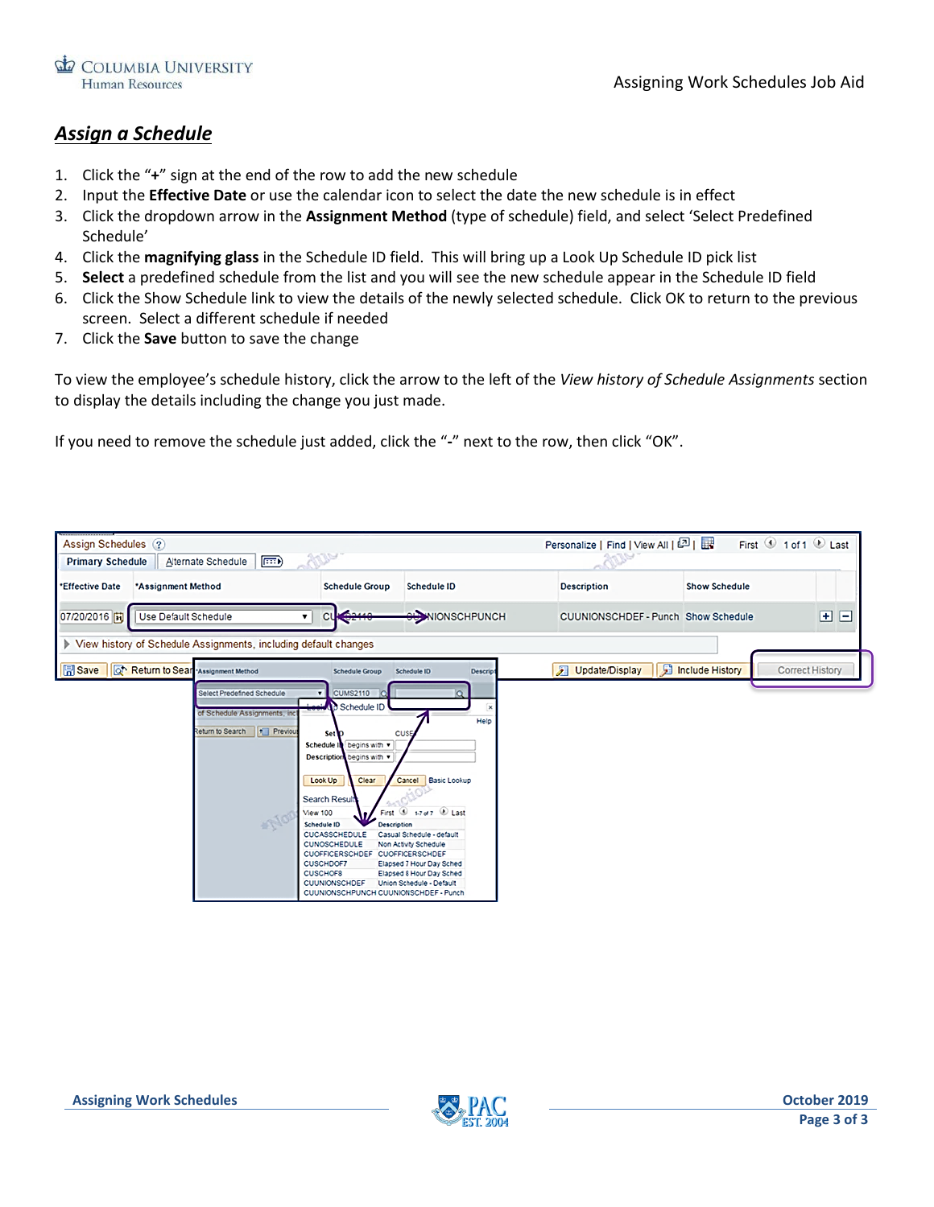## *Assign a Schedule*

1. Click the "**+**" sign at the end of the row to add the new schedule
2. Input the **Effective Date** or use the calendar icon to select the date the new schedule is in effect
3. Click the dropdown arrow in the **Assignment Method** (type of schedule) field, and select 'Select Predefined Schedule'
4. Click the **magnifying glass** in the Schedule ID field. This will bring up a Look Up Schedule ID pick list
5. **Select** a predefined schedule from the list and you will see the new schedule appear in the Schedule ID field
6. Click the Show Schedule link to view the details of the newly selected schedule. Click OK to return to the previous screen. Select a different schedule if needed
7. Click the **Save** button to save the change

To view the employee's schedule history, click the arrow to the left of the *View history of Schedule Assignments* section to display the details including the change you just made.

If you need to remove the schedule just added, click the "-" next to the row, then click "OK".